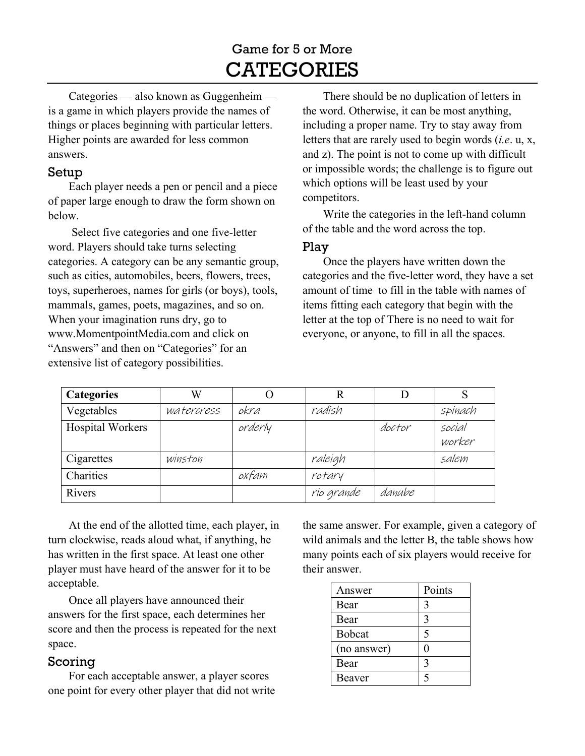Game for 5 or More

# CATEGORIES

Categories — also known as Guggenheim — is a game in which players provide the names of things or places beginning with particular letters. Higher points are awarded for less common answers.

## Setup

Each player needs a pen or pencil and a piece of paper large enough to draw the form shown on below.

Select five categories and one five-letter word. Players should take turns selecting categories. A category can be any semantic group, such as cities, automobiles, beers, flowers, trees, toys, superheroes, names for girls (or boys), tools, mammals, games, poets, magazines, and so on. When your imagination runs dry, go to www.MomentpointMedia.com and click on "Answers" and then on "Categories" for an extensive list of category possibilities.

There should be no duplication of letters in the word. Otherwise, it can be most anything, including a proper name. Try to stay away from letters that are rarely used to begin words (*i.e*. u, x, and z). The point is not to come up with difficult or impossible words; the challenge is to figure out which options will be least used by your competitors.

Write the categories in the left-hand column of the table and the word across the top.

## Play

Once the players have written down the categories and the five-letter word, they have a set amount of time to fill in the table with names of items fitting each category that begin with the letter at the top of There is no need to wait for everyone, or anyone, to fill in all the spaces.

| **Categories** | W | O | R | D | S |
|---|---|---|---|---|---|
| Vegetables | watercress | okra | radish | | spinach |
| Hospital Workers | | orderly | | doctor | social worker |
| Cigarettes | winston | | raleigh | | salem |
| Charities | | oxfam | rotary | | |
| Rivers | | | rio grande | danube | |

At the end of the allotted time, each player, in turn clockwise, reads aloud what, if anything, he has written in the first space. At least one other player must have heard of the answer for it to be acceptable.

Once all players have announced their answers for the first space, each determines her score and then the process is repeated for the next space.

## Scoring

For each acceptable answer, a player scores one point for every other player that did not write the same answer. For example, given a category of wild animals and the letter B, the table shows how many points each of six players would receive for their answer.

| Answer | Points |
|---|---|
| Bear | 3 |
| Bear | 3 |
| Bobcat | 5 |
| (no answer) | 0 |
| Bear | 3 |
| Beaver | 5 |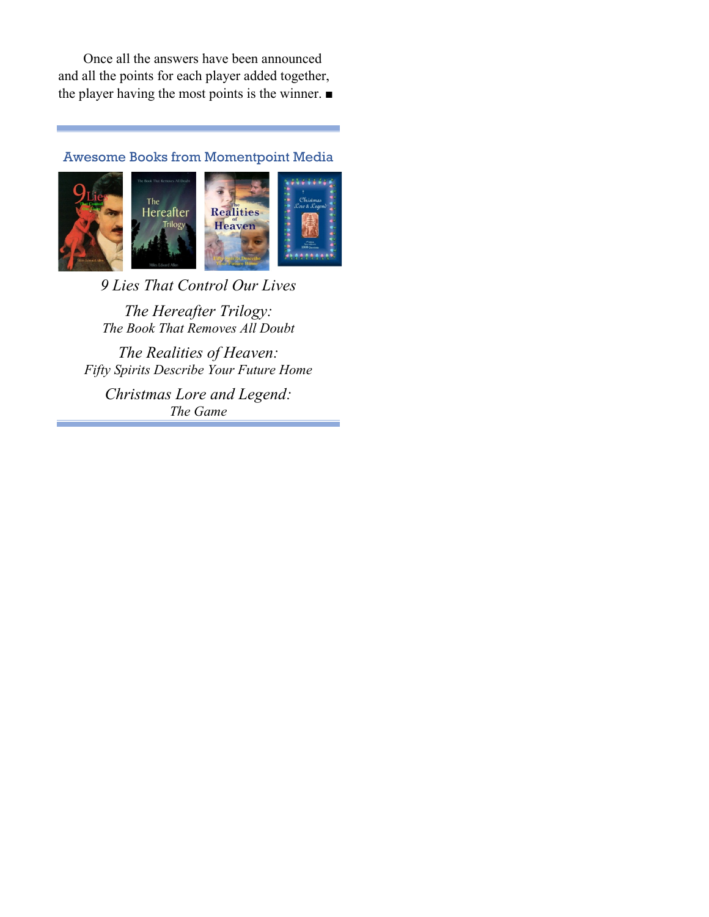Once all the answers have been announced and all the points for each player added together, the player having the most points is the winner. ■

---

## Awesome Books from Momentpoint Media

*9 Lies That Control Our Lives*

*The Hereafter Trilogy:*
*The Book That Removes All Doubt*

*The Realities of Heaven:*
*Fifty Spirits Describe Your Future Home*

*Christmas Lore and Legend:*
*The Game*

---